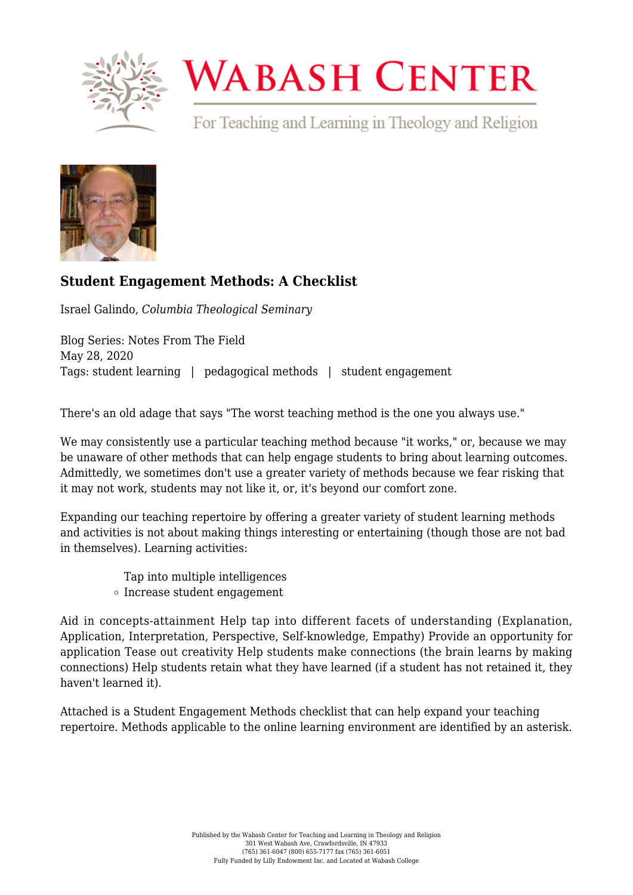# Wabash Center

For Teaching and Learning in Theology and Religion

## Student Engagement Methods: A Checklist

Israel Galindo, *Columbia Theological Seminary*

Blog Series: Notes From The Field
May 28, 2020
Tags: student learning | pedagogical methods | student engagement

There's an old adage that says "The worst teaching method is the one you always use."

We may consistently use a particular teaching method because "it works," or, because we may be unaware of other methods that can help engage students to bring about learning outcomes. Admittedly, we sometimes don't use a greater variety of methods because we fear risking that it may not work, students may not like it, or, it's beyond our comfort zone.

Expanding our teaching repertoire by offering a greater variety of student learning methods and activities is not about making things interesting or entertaining (though those are not bad in themselves). Learning activities:

- Tap into multiple intelligences
- Increase student engagement

Aid in concepts-attainment Help tap into different facets of understanding (Explanation, Application, Interpretation, Perspective, Self-knowledge, Empathy) Provide an opportunity for application Tease out creativity Help students make connections (the brain learns by making connections) Help students retain what they have learned (if a student has not retained it, they haven't learned it).

Attached is a Student Engagement Methods checklist that can help expand your teaching repertoire. Methods applicable to the online learning environment are identified by an asterisk.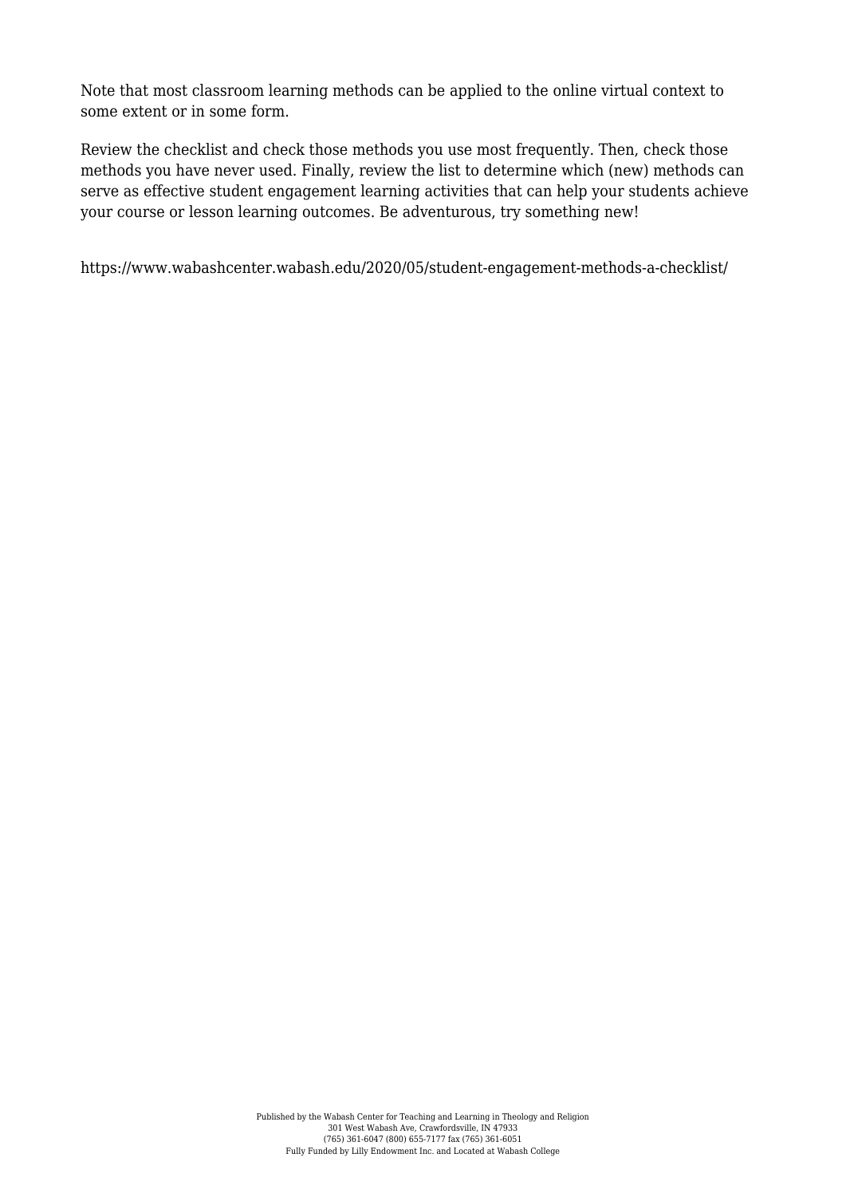Note that most classroom learning methods can be applied to the online virtual context to some extent or in some form.

Review the checklist and check those methods you use most frequently. Then, check those methods you have never used. Finally, review the list to determine which (new) methods can serve as effective student engagement learning activities that can help your students achieve your course or lesson learning outcomes. Be adventurous, try something new!

https://www.wabashcenter.wabash.edu/2020/05/student-engagement-methods-a-checklist/